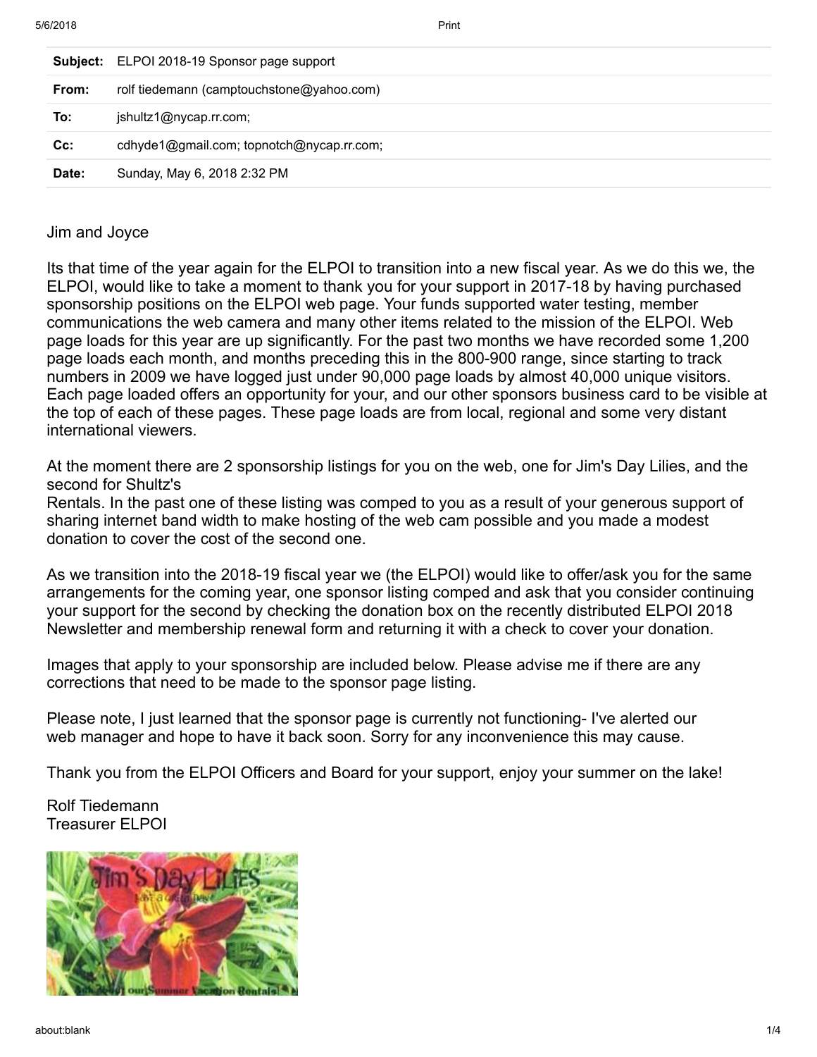| | |
|---|---|
| **Subject:** | ELPOI 2018-19 Sponsor page support |
| **From:** | rolf tiedemann (camptouchstone@yahoo.com) |
| **To:** | jshultz1@nycap.rr.com; |
| **Cc:** | cdhyde1@gmail.com; topnotch@nycap.rr.com; |
| **Date:** | Sunday, May 6, 2018 2:32 PM |

Jim and Joyce

Its that time of the year again for the ELPOI to transition into a new fiscal year. As we do this we, the ELPOI, would like to take a moment to thank you for your support in 2017-18 by having purchased sponsorship positions on the ELPOI web page. Your funds supported water testing, member communications the web camera and many other items related to the mission of the ELPOI. Web page loads for this year are up significantly. For the past two months we have recorded some 1,200 page loads each month, and months preceding this in the 800-900 range, since starting to track numbers in 2009 we have logged just under 90,000 page loads by almost 40,000 unique visitors. Each page loaded offers an opportunity for your, and our other sponsors business card to be visible at the top of each of these pages. These page loads are from local, regional and some very distant international viewers.

At the moment there are 2 sponsorship listings for you on the web, one for Jim's Day Lilies, and the second for Shultz's
Rentals. In the past one of these listing was comped to you as a result of your generous support of sharing internet band width to make hosting of the web cam possible and you made a modest donation to cover the cost of the second one.

As we transition into the 2018-19 fiscal year we (the ELPOI) would like to offer/ask you for the same arrangements for the coming year, one sponsor listing comped and ask that you consider continuing your support for the second by checking the donation box on the recently distributed ELPOI 2018 Newsletter and membership renewal form and returning it with a check to cover your donation.

Images that apply to your sponsorship are included below. Please advise me if there are any corrections that need to be made to the sponsor page listing.

Please note, I just learned that the sponsor page is currently not functioning- I've alerted our web manager and hope to have it back soon. Sorry for any inconvenience this may cause.

Thank you from the ELPOI Officers and Board for your support, enjoy your summer on the lake!

Rolf Tiedemann
Treasurer ELPOI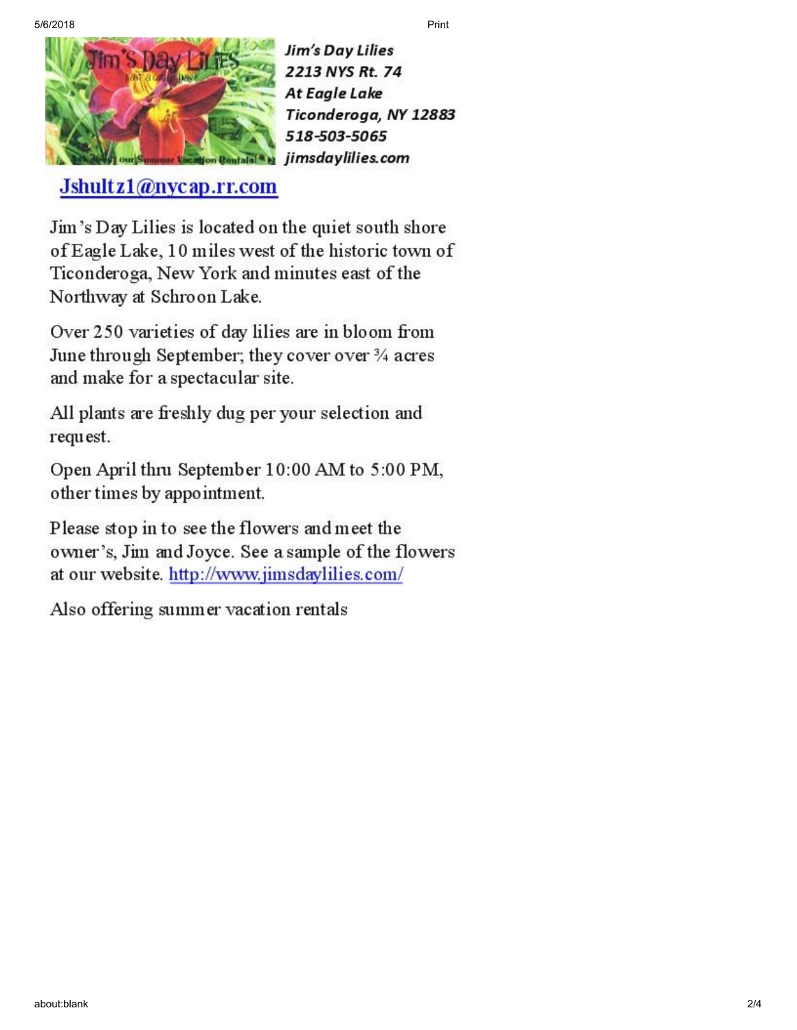***Jim's Day Lilies***
***2213 NYS Rt. 74***
***At Eagle Lake***
***Ticonderoga, NY 12883***
***518-503-5065***
***jimsdaylilies.com***

[Jshultz1@nycap.rr.com](mailto:Jshultz1@nycap.rr.com)

Jim's Day Lilies is located on the quiet south shore of Eagle Lake, 10 miles west of the historic town of Ticonderoga, New York and minutes east of the Northway at Schroon Lake.

Over 250 varieties of day lilies are in bloom from June through September; they cover over ¾ acres and make for a spectacular site.

All plants are freshly dug per your selection and request.

Open April thru September 10:00 AM to 5:00 PM, other times by appointment.

Please stop in to see the flowers and meet the owner's, Jim and Joyce. See a sample of the flowers at our website. [http://www.jimsdaylilies.com/](http://www.jimsdaylilies.com/)

Also offering summer vacation rentals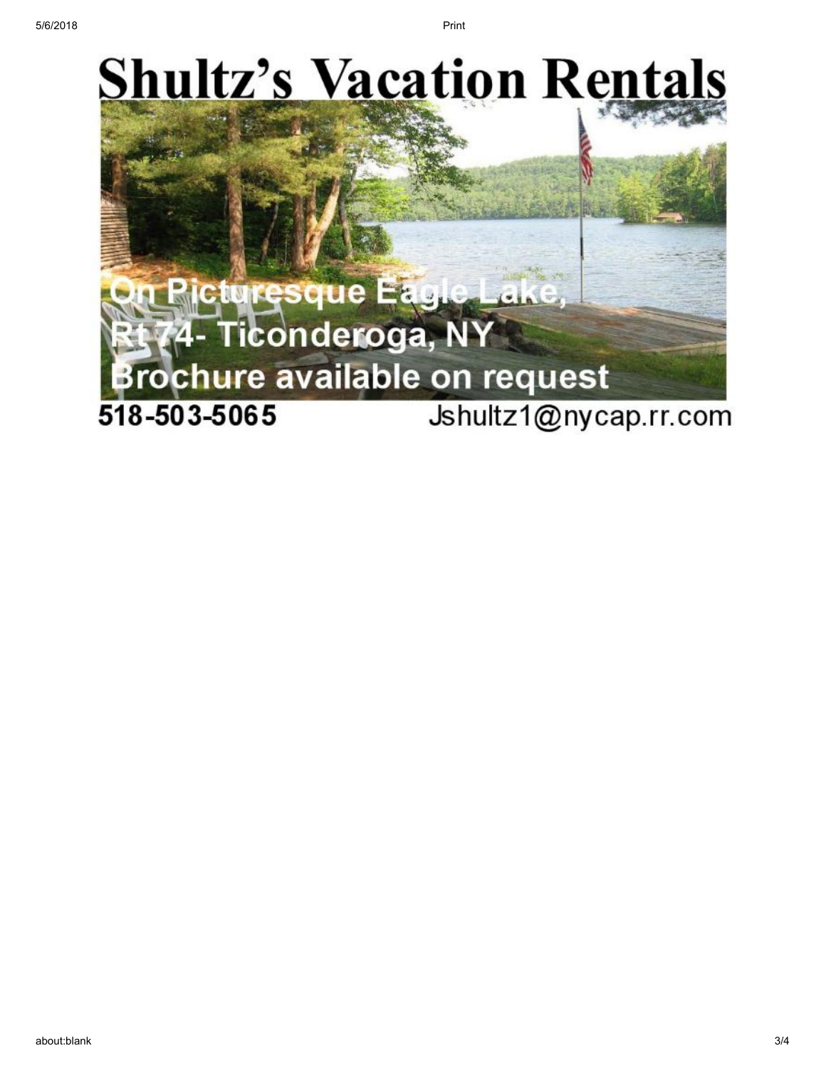# Shultz's Vacation Rentals

On Picturesque Eagle Lake,
Rt 74- Ticonderoga, NY
Brochure available on request

518-503-5065

Jshultz1@nycap.rr.com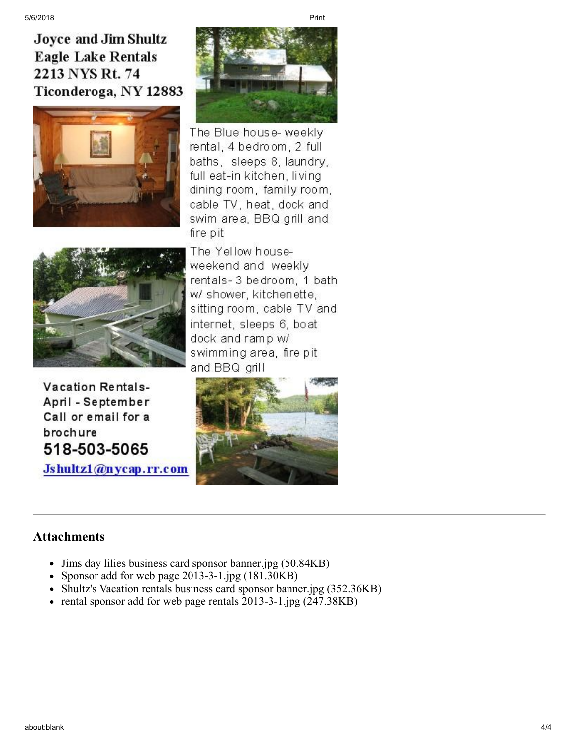**Joyce and Jim Shultz**
**Eagle Lake Rentals**
**2213 NYS Rt. 74**
**Ticonderoga, NY 12883**

The Blue house- weekly rental, 4 bedroom, 2 full baths, sleeps 8, laundry, full eat-in kitchen, living dining room, family room, cable TV, heat, dock and swim area, BBQ grill and fire pit

The Yellow house- weekend and weekly rentals- 3 bedroom, 1 bath w/ shower, kitchenette, sitting room, cable TV and internet, sleeps 6, boat dock and ramp w/ swimming area, fire pit and BBQ grill

Vacation Rentals- April - September
Call or email for a brochure
**518-503-5065**
**Jshultz1@nycap.rr.com**

## Attachments

- Jims day lilies business card sponsor banner.jpg (50.84KB)
- Sponsor add for web page 2013-3-1.jpg (181.30KB)
- Shultz's Vacation rentals business card sponsor banner.jpg (352.36KB)
- rental sponsor add for web page rentals 2013-3-1.jpg (247.38KB)